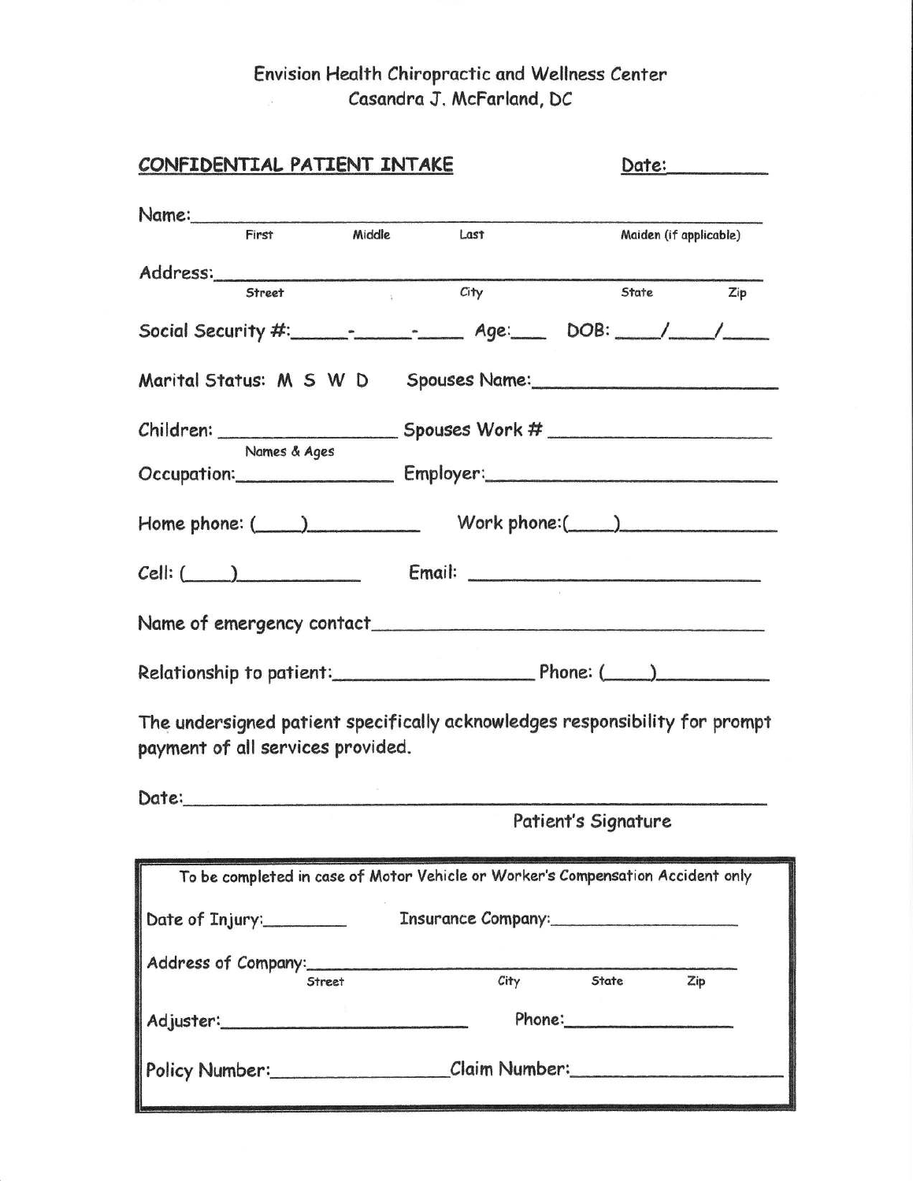Envision Health Chiropractic and Wellness Center
Casandra J. McFarland, DC

**CONFIDENTIAL PATIENT INTAKE** Date:_________

Name:________________________________________________________________
First Middle Last Maiden (if applicable)

Address:______________________________________________________________
Street City State Zip

Social Security #:_____-_____-_____ Age:____ DOB: ____/____/____

Marital Status: M S W D Spouses Name:_______________________

Children: __________________ Spouses Work # ____________________
Names & Ages

Occupation:_______________ Employer:__________________________

Home phone: (____)__________ Work phone:(____)_______________

Cell: (____)____________ Email: ____________________________

Name of emergency contact___________________________________________

Relationship to patient:__________________ Phone: (____)__________

The undersigned patient specifically acknowledges responsibility for prompt payment of all services provided.

Date:_________________________________________________________________
Patient's Signature

---

To be completed in case of Motor Vehicle or Worker's Compensation Accident only

Date of Injury:_________ Insurance Company:___________________

Address of Company:_________________________________________________
Street City State Zip

Adjuster:________________________ Phone:_________________

Policy Number:_________________Claim Number:___________________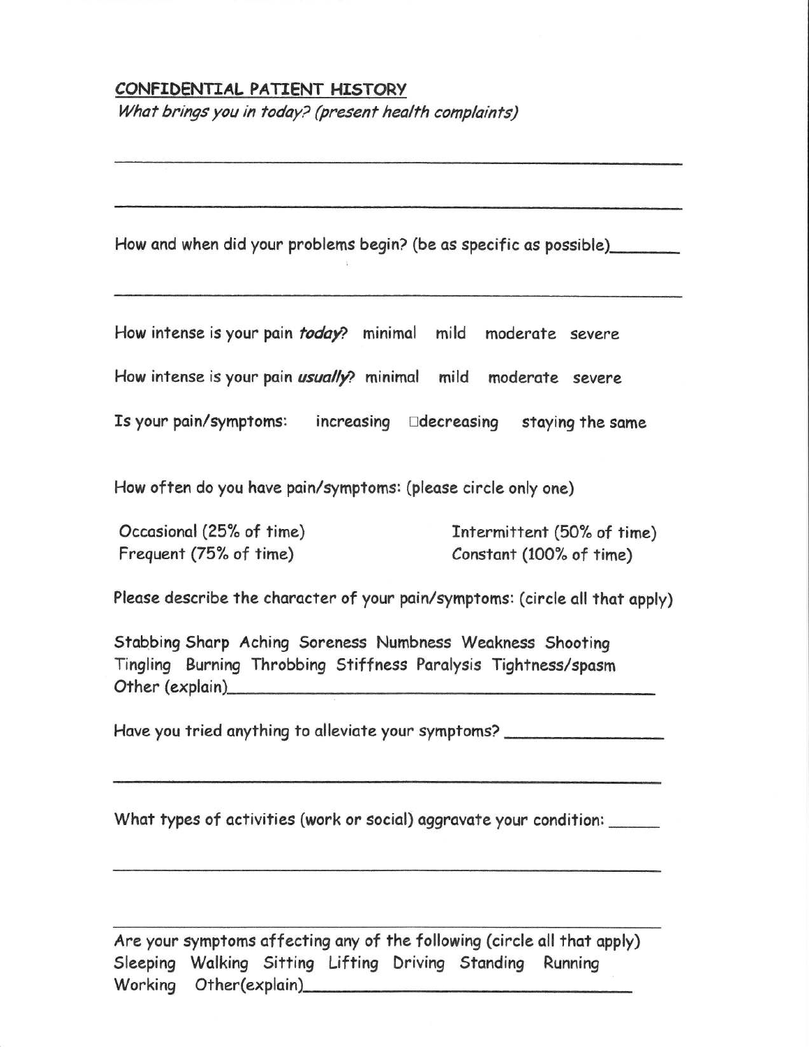## CONFIDENTIAL PATIENT HISTORY

*What brings you in today? (present health complaints)*

______________________________________________________________

______________________________________________________________

How and when did your problems begin? (be as specific as possible)________

______________________________________________________________

How intense is your pain ***today***? minimal mild moderate severe

How intense is your pain ***usually***? minimal mild moderate severe

Is your pain/symptoms: increasing □decreasing staying the same

How often do you have pain/symptoms: (please circle only one)

Occasional (25% of time) Intermittent (50% of time)
Frequent (75% of time) Constant (100% of time)

Please describe the character of your pain/symptoms: (circle all that apply)

Stabbing Sharp Aching Soreness Numbness Weakness Shooting
Tingling Burning Throbbing Stiffness Paralysis Tightness/spasm
Other (explain)________________________________________________

Have you tried anything to alleviate your symptoms? __________________

______________________________________________________________

What types of activities (work or social) aggravate your condition: ______

______________________________________________________________

______________________________________________________________

Are your symptoms affecting any of the following (circle all that apply)
Sleeping Walking Sitting Lifting Driving Standing Running
Working Other(explain)_______________________________________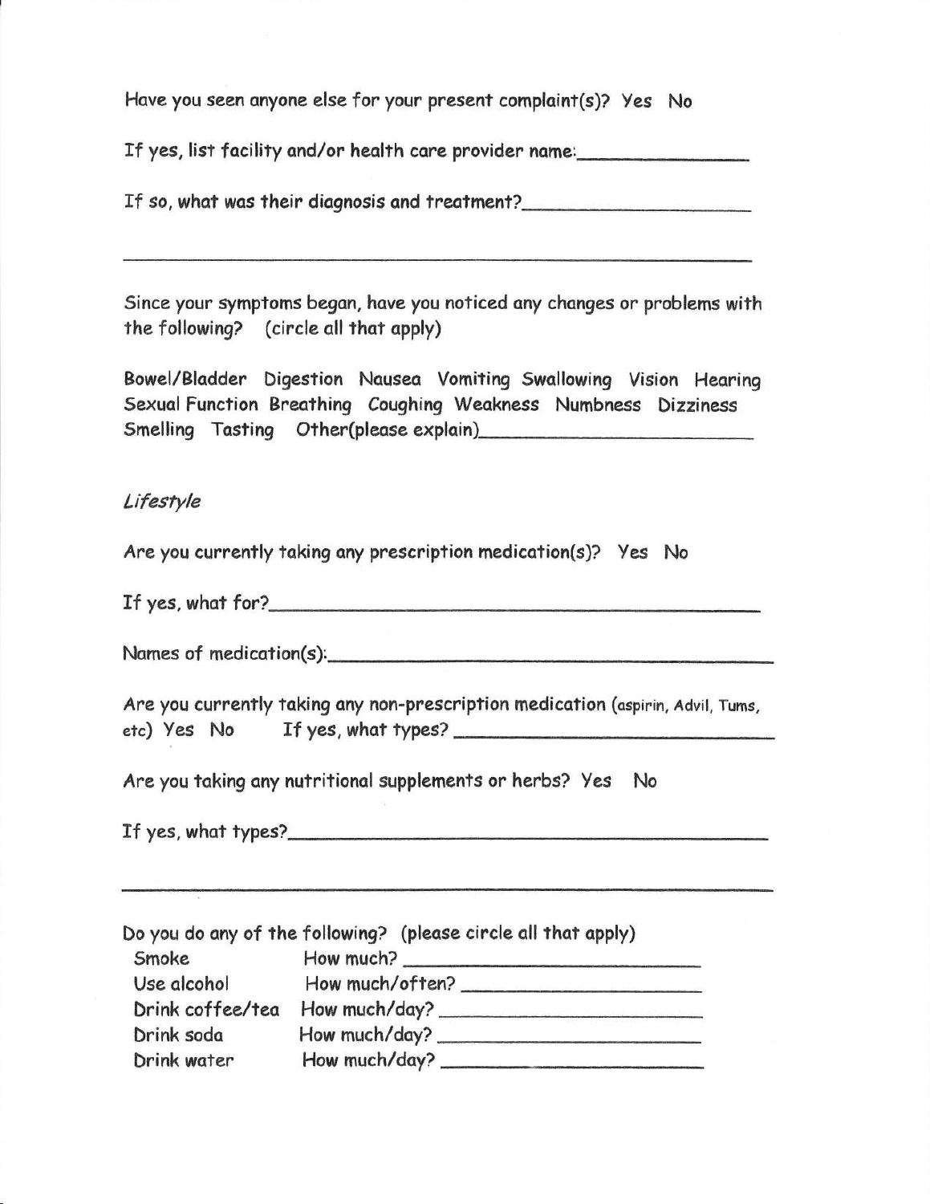Have you seen anyone else for your present complaint(s)? Yes No

If yes, list facility and/or health care provider name:\_\_\_\_\_\_\_\_\_\_\_\_\_\_\_\_

If so, what was their diagnosis and treatment?\_\_\_\_\_\_\_\_\_\_\_\_\_\_\_\_\_\_\_\_\_\_

\_\_\_\_\_\_\_\_\_\_\_\_\_\_\_\_\_\_\_\_\_\_\_\_\_\_\_\_\_\_\_\_\_\_\_\_\_\_\_\_\_\_\_\_\_\_\_\_\_\_\_\_\_\_\_\_\_\_\_\_

Since your symptoms began, have you noticed any changes or problems with the following? (circle all that apply)

Bowel/Bladder Digestion Nausea Vomiting Swallowing Vision Hearing Sexual Function Breathing Coughing Weakness Numbness Dizziness Smelling Tasting Other(please explain)\_\_\_\_\_\_\_\_\_\_\_\_\_\_\_\_\_\_\_\_\_\_\_\_\_\_

*Lifestyle*

Are you currently taking any prescription medication(s)? Yes No

If yes, what for?\_\_\_\_\_\_\_\_\_\_\_\_\_\_\_\_\_\_\_\_\_\_\_\_\_\_\_\_\_\_\_\_\_\_\_\_\_\_\_\_\_\_\_\_\_\_\_\_

Names of medication(s):\_\_\_\_\_\_\_\_\_\_\_\_\_\_\_\_\_\_\_\_\_\_\_\_\_\_\_\_\_\_\_\_\_\_\_\_\_\_\_\_\_\_\_\_

Are you currently taking any non-prescription medication (aspirin, Advil, Tums, etc) Yes No If yes, what types? \_\_\_\_\_\_\_\_\_\_\_\_\_\_\_\_\_\_\_\_\_\_\_\_\_\_\_

Are you taking any nutritional supplements or herbs? Yes No

If yes, what types?\_\_\_\_\_\_\_\_\_\_\_\_\_\_\_\_\_\_\_\_\_\_\_\_\_\_\_\_\_\_\_\_\_\_\_\_\_\_\_\_\_\_\_\_\_\_\_\_

\_\_\_\_\_\_\_\_\_\_\_\_\_\_\_\_\_\_\_\_\_\_\_\_\_\_\_\_\_\_\_\_\_\_\_\_\_\_\_\_\_\_\_\_\_\_\_\_\_\_\_\_\_\_\_\_\_\_\_\_\_\_

Do you do any of the following? (please circle all that apply)

| | |
|---|---|
| Smoke | How much? \_\_\_\_\_\_\_\_\_\_\_\_\_\_\_\_\_\_\_\_\_\_\_\_\_ |
| Use alcohol | How much/often? \_\_\_\_\_\_\_\_\_\_\_\_\_\_\_\_\_\_\_\_\_ |
| Drink coffee/tea | How much/day? \_\_\_\_\_\_\_\_\_\_\_\_\_\_\_\_\_\_\_\_\_\_\_ |
| Drink soda | How much/day? \_\_\_\_\_\_\_\_\_\_\_\_\_\_\_\_\_\_\_\_\_\_\_ |
| Drink water | How much/day? \_\_\_\_\_\_\_\_\_\_\_\_\_\_\_\_\_\_\_\_\_\_\_ |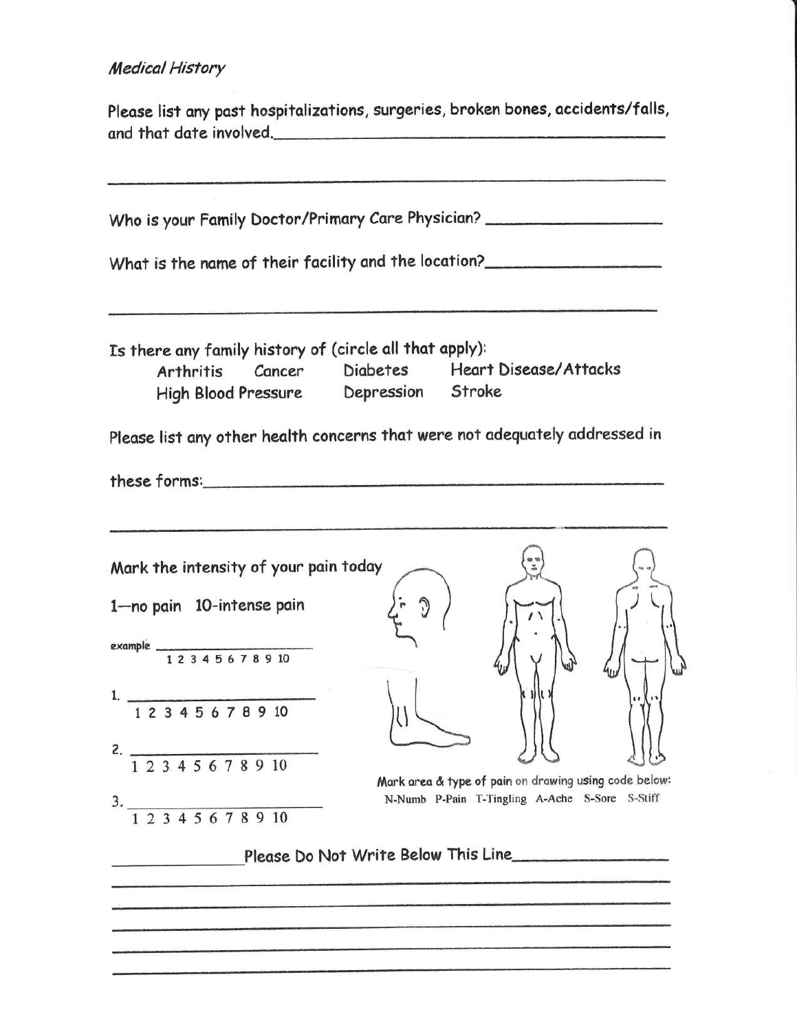*Medical History*

Please list any past hospitalizations, surgeries, broken bones, accidents/falls, and that date involved.\_\_\_\_\_\_\_\_\_\_\_\_\_\_\_\_\_\_\_\_\_\_\_\_\_\_\_\_\_\_\_\_\_\_\_\_\_\_\_\_

\_\_\_\_\_\_\_\_\_\_\_\_\_\_\_\_\_\_\_\_\_\_\_\_\_\_\_\_\_\_\_\_\_\_\_\_\_\_\_\_\_\_\_\_\_\_\_\_\_\_\_\_\_\_\_\_\_\_\_\_

Who is your Family Doctor/Primary Care Physician? \_\_\_\_\_\_\_\_\_\_\_\_\_\_\_\_\_\_\_\_

What is the name of their facility and the location?\_\_\_\_\_\_\_\_\_\_\_\_\_\_\_\_\_\_\_\_

\_\_\_\_\_\_\_\_\_\_\_\_\_\_\_\_\_\_\_\_\_\_\_\_\_\_\_\_\_\_\_\_\_\_\_\_\_\_\_\_\_\_\_\_\_\_\_\_\_\_\_\_\_\_\_\_\_\_\_\_

Is there any family history of (circle all that apply):

Arthritis    Cancer    Diabetes    Heart Disease/Attacks
High Blood Pressure    Depression    Stroke

Please list any other health concerns that were not adequately addressed in these forms:\_\_\_\_\_\_\_\_\_\_\_\_\_\_\_\_\_\_\_\_\_\_\_\_\_\_\_\_\_\_\_\_\_\_\_\_\_\_\_\_\_\_\_\_\_\_\_\_\_\_

\_\_\_\_\_\_\_\_\_\_\_\_\_\_\_\_\_\_\_\_\_\_\_\_\_\_\_\_\_\_\_\_\_\_\_\_\_\_\_\_\_\_\_\_\_\_\_\_\_\_\_\_\_\_\_\_\_\_\_\_

Mark the intensity of your pain today

1—no pain  10-intense pain

example \_\_\_\_\_\_\_\_\_\_\_\_\_\_\_\_\_\_\_\_\_\_
1 2 3 4 5 6 7 8 9 10

1. \_\_\_\_\_\_\_\_\_\_\_\_\_\_\_\_\_\_\_\_\_\_
1 2 3 4 5 6 7 8 9 10

2. \_\_\_\_\_\_\_\_\_\_\_\_\_\_\_\_\_\_\_\_\_\_
1 2 3 4 5 6 7 8 9 10

3. \_\_\_\_\_\_\_\_\_\_\_\_\_\_\_\_\_\_\_\_\_\_
1 2 3 4 5 6 7 8 9 10

Mark area & type of pain on drawing using code below:
N-Numb  P-Pain  T-Tingling  A-Ache  S-Sore  S-Stiff

\_\_\_\_\_\_\_\_\_\_\_\_\_\_\_\_Please Do Not Write Below This Line\_\_\_\_\_\_\_\_\_\_\_\_\_\_\_\_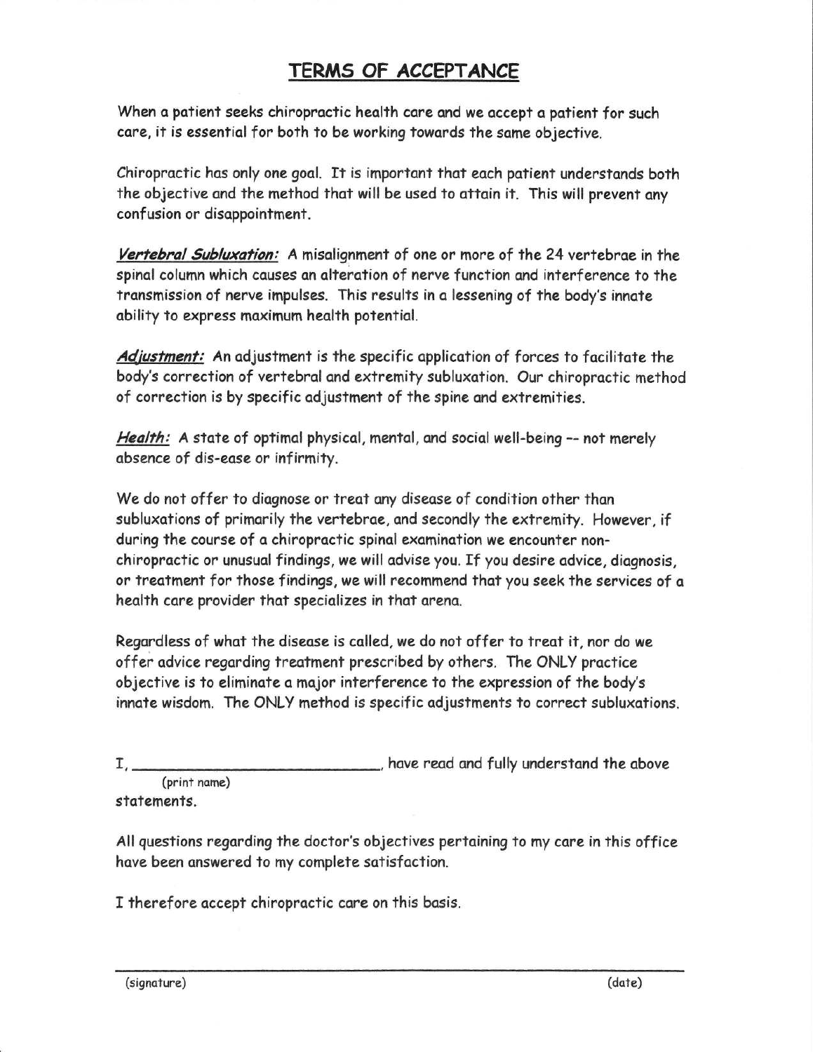# TERMS OF ACCEPTANCE

When a patient seeks chiropractic health care and we accept a patient for such care, it is essential for both to be working towards the same objective.

Chiropractic has only one goal. It is important that each patient understands both the objective and the method that will be used to attain it. This will prevent any confusion or disappointment.

***Vertebral Subluxation:*** A misalignment of one or more of the 24 vertebrae in the spinal column which causes an alteration of nerve function and interference to the transmission of nerve impulses. This results in a lessening of the body's innate ability to express maximum health potential.

***Adjustment:*** An adjustment is the specific application of forces to facilitate the body's correction of vertebral and extremity subluxation. Our chiropractic method of correction is by specific adjustment of the spine and extremities.

***Health:*** A state of optimal physical, mental, and social well-being -- not merely absence of dis-ease or infirmity.

We do not offer to diagnose or treat any disease of condition other than subluxations of primarily the vertebrae, and secondly the extremity. However, if during the course of a chiropractic spinal examination we encounter non-chiropractic or unusual findings, we will advise you. If you desire advice, diagnosis, or treatment for those findings, we will recommend that you seek the services of a health care provider that specializes in that arena.

Regardless of what the disease is called, we do not offer to treat it, nor do we offer advice regarding treatment prescribed by others. The ONLY practice objective is to eliminate a major interference to the expression of the body's innate wisdom. The ONLY method is specific adjustments to correct subluxations.

I, ______________________________, have read and fully understand the above statements.
(print name)

All questions regarding the doctor's objectives pertaining to my care in this office have been answered to my complete satisfaction.

I therefore accept chiropractic care on this basis.

_______________________________________________________________

(signature) (date)